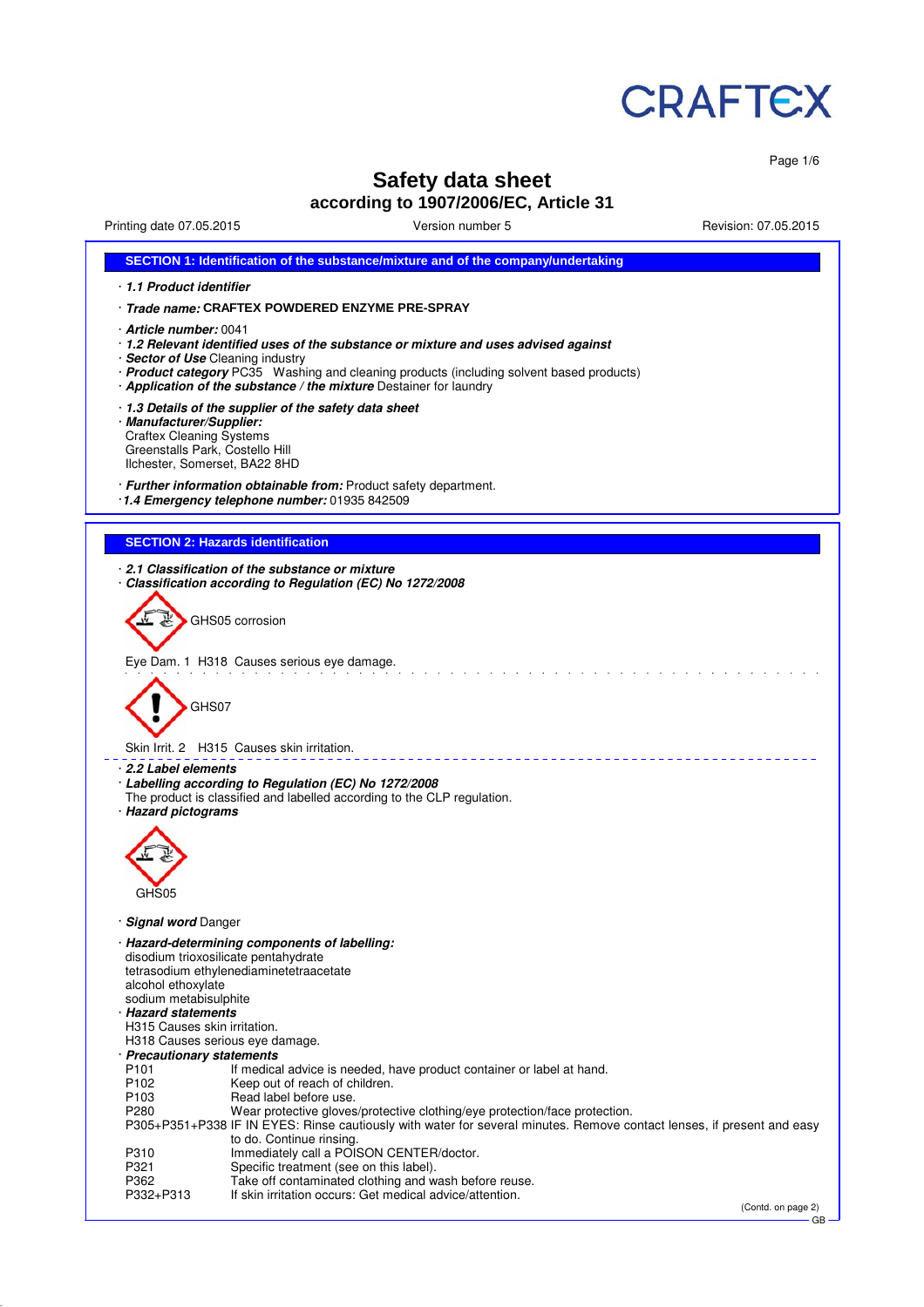# Safety data sheet
## according to 1907/2006/EC, Article 31

Printing date 07.05.2015 Version number 5 Revision: 07.05.2015

## SECTION 1: Identification of the substance/mixture and of the company/undertaking

· ***1.1 Product identifier***

· ***Trade name:*** **CRAFTEX POWDERED ENZYME PRE-SPRAY**

· ***Article number:*** 0041
· ***1.2 Relevant identified uses of the substance or mixture and uses advised against***
· ***Sector of Use*** Cleaning industry
· ***Product category*** PC35 Washing and cleaning products (including solvent based products)
· ***Application of the substance / the mixture*** Destainer for laundry

· ***1.3 Details of the supplier of the safety data sheet***
· ***Manufacturer/Supplier:***
Craftex Cleaning Systems
Greenstalls Park, Costello Hill
Ilchester, Somerset, BA22 8HD

· ***Further information obtainable from:*** Product safety department.
· ***1.4 Emergency telephone number:*** 01935 842509

## SECTION 2: Hazards identification

· ***2.1 Classification of the substance or mixture***
· ***Classification according to Regulation (EC) No 1272/2008***

GHS05 corrosion

Eye Dam. 1 H318 Causes serious eye damage.

GHS07

Skin Irrit. 2 H315 Causes skin irritation.

· ***2.2 Label elements***
· ***Labelling according to Regulation (EC) No 1272/2008***
The product is classified and labelled according to the CLP regulation.
· ***Hazard pictograms***

GHS05

· ***Signal word*** Danger

· ***Hazard-determining components of labelling:***
disodium trioxosilicate pentahydrate
tetrasodium ethylenediaminetetraacetate
alcohol ethoxylate
sodium metabisulphite
· ***Hazard statements***
H315 Causes skin irritation.
H318 Causes serious eye damage.
· ***Precautionary statements***

| | |
|---|---|
| P101 | If medical advice is needed, have product container or label at hand. |
| P102 | Keep out of reach of children. |
| P103 | Read label before use. |
| P280 | Wear protective gloves/protective clothing/eye protection/face protection. |
| P305+P351+P338 | IF IN EYES: Rinse cautiously with water for several minutes. Remove contact lenses, if present and easy to do. Continue rinsing. |
| P310 | Immediately call a POISON CENTER/doctor. |
| P321 | Specific treatment (see on this label). |
| P362 | Take off contaminated clothing and wash before reuse. |
| P332+P313 | If skin irritation occurs: Get medical advice/attention. |

(Contd. on page 2)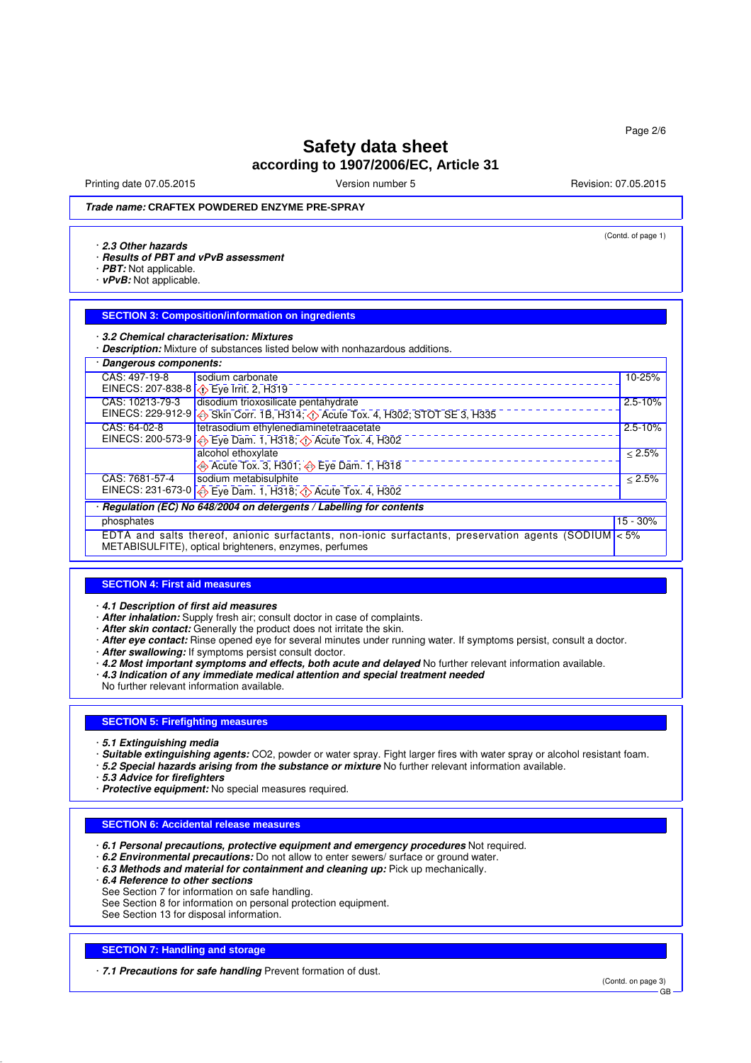# Safety data sheet
## according to 1907/2006/EC, Article 31

Printing date 07.05.2015 | Version number 5 | Revision: 07.05.2015

***Trade name:* CRAFTEX POWDERED ENZYME PRE-SPRAY**

(Contd. of page 1)

· ***2.3 Other hazards***
· ***Results of PBT and vPvB assessment***
· ***PBT:*** Not applicable.
· ***vPvB:*** Not applicable.

## SECTION 3: Composition/information on ingredients

· ***3.2 Chemical characterisation: Mixtures***
· ***Description:*** Mixture of substances listed below with nonhazardous additions.

| · ***Dangerous components:*** | | |
|---|---|---|
| CAS: 497-19-8<br>EINECS: 207-838-8 | sodium carbonate<br>Eye Irrit. 2, H319 | 10-25% |
| CAS: 10213-79-3<br>EINECS: 229-912-9 | disodium trioxosilicate pentahydrate<br>Skin Corr. 1B, H314; Acute Tox. 4, H302; STOT SE 3, H335 | 2.5-10% |
| CAS: 64-02-8<br>EINECS: 200-573-9 | tetrasodium ethylenediaminetetraacetate<br>Eye Dam. 1, H318; Acute Tox. 4, H302 | 2.5-10% |
| | alcohol ethoxylate<br>Acute Tox. 3, H301; Eye Dam. 1, H318 | ≤ 2.5% |
| CAS: 7681-57-4<br>EINECS: 231-673-0 | sodium metabisulphite<br>Eye Dam. 1, H318; Acute Tox. 4, H302 | ≤ 2.5% |

| · ***Regulation (EC) No 648/2004 on detergents / Labelling for contents*** | |
|---|---|
| phosphates | 15 - 30% |
| EDTA and salts thereof, anionic surfactants, non-ionic surfactants, preservation agents (SODIUM METABISULFITE), optical brighteners, enzymes, perfumes | < 5% |

## SECTION 4: First aid measures

· ***4.1 Description of first aid measures***
· ***After inhalation:*** Supply fresh air; consult doctor in case of complaints.
· ***After skin contact:*** Generally the product does not irritate the skin.
· ***After eye contact:*** Rinse opened eye for several minutes under running water. If symptoms persist, consult a doctor.
· ***After swallowing:*** If symptoms persist consult doctor.
· ***4.2 Most important symptoms and effects, both acute and delayed*** No further relevant information available.
· ***4.3 Indication of any immediate medical attention and special treatment needed***
No further relevant information available.

## SECTION 5: Firefighting measures

· ***5.1 Extinguishing media***
· ***Suitable extinguishing agents:*** $CO_2$, powder or water spray. Fight larger fires with water spray or alcohol resistant foam.
· ***5.2 Special hazards arising from the substance or mixture*** No further relevant information available.
· ***5.3 Advice for firefighters***
· ***Protective equipment:*** No special measures required.

## SECTION 6: Accidental release measures

· ***6.1 Personal precautions, protective equipment and emergency procedures*** Not required.
· ***6.2 Environmental precautions:*** Do not allow to enter sewers/ surface or ground water.
· ***6.3 Methods and material for containment and cleaning up:*** Pick up mechanically.
· ***6.4 Reference to other sections***
See Section 7 for information on safe handling.
See Section 8 for information on personal protection equipment.
See Section 13 for disposal information.

## SECTION 7: Handling and storage

· ***7.1 Precautions for safe handling*** Prevent formation of dust.

(Contd. on page 3)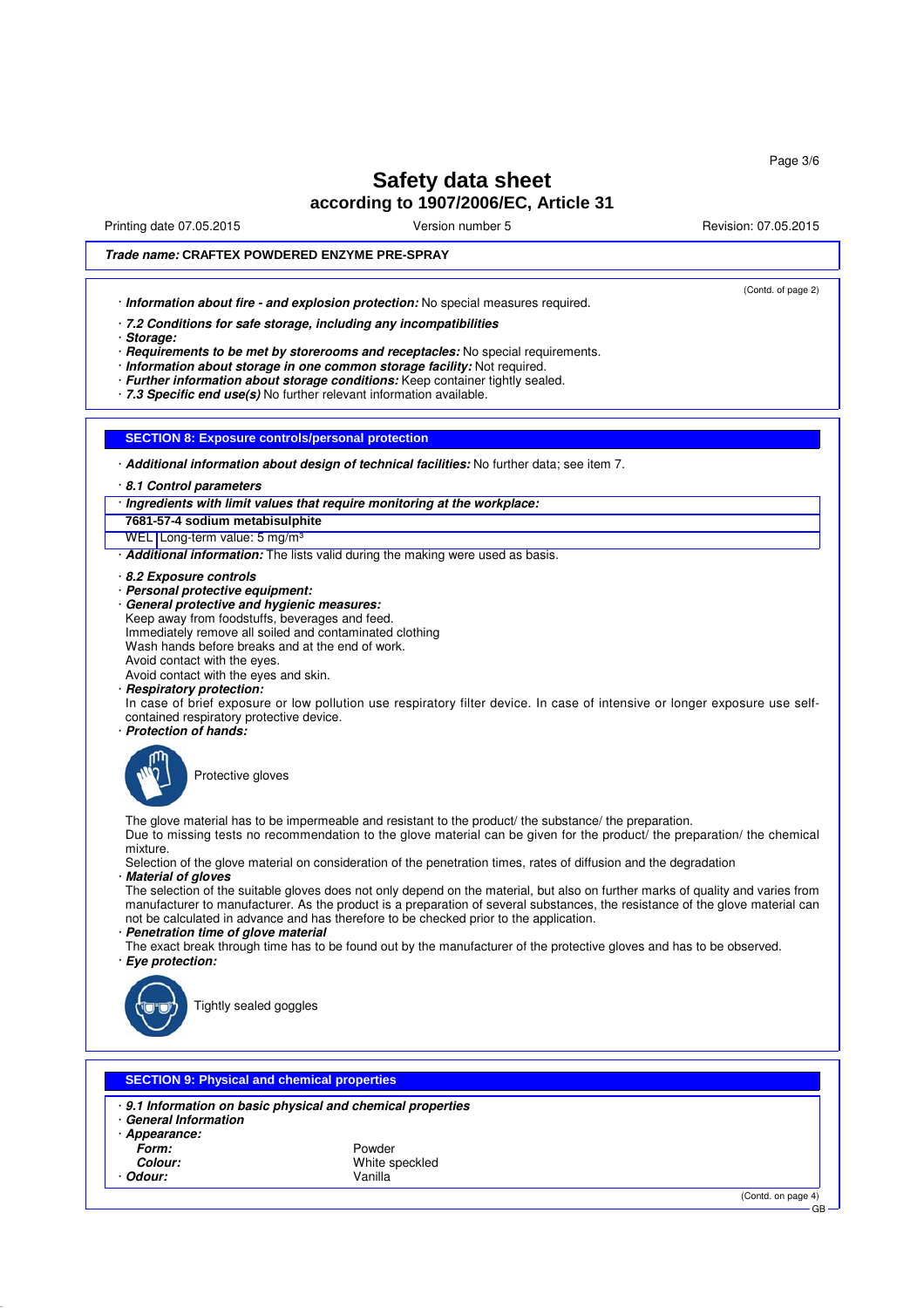# Safety data sheet

## according to 1907/2006/EC, Article 31

Printing date 07.05.2015 | Version number 5 | Revision: 07.05.2015

***Trade name:*** **CRAFTEX POWDERED ENZYME PRE-SPRAY**

(Contd. of page 2)

· ***Information about fire - and explosion protection:*** No special measures required.

· ***7.2 Conditions for safe storage, including any incompatibilities***
· ***Storage:***
· ***Requirements to be met by storerooms and receptacles:*** No special requirements.
· ***Information about storage in one common storage facility:*** Not required.
· ***Further information about storage conditions:*** Keep container tightly sealed.
· ***7.3 Specific end use(s)*** No further relevant information available.

## SECTION 8: Exposure controls/personal protection

· ***Additional information about design of technical facilities:*** No further data; see item 7.

· ***8.1 Control parameters***

| · ***Ingredients with limit values that require monitoring at the workplace:*** | |
|---|---|
| **7681-57-4 sodium metabisulphite** | |
| WEL | Long-term value: 5 mg/m³ |

· ***Additional information:*** The lists valid during the making were used as basis.

· ***8.2 Exposure controls***
· ***Personal protective equipment:***
· ***General protective and hygienic measures:***
Keep away from foodstuffs, beverages and feed.
Immediately remove all soiled and contaminated clothing
Wash hands before breaks and at the end of work.
Avoid contact with the eyes.
Avoid contact with the eyes and skin.
· ***Respiratory protection:***
In case of brief exposure or low pollution use respiratory filter device. In case of intensive or longer exposure use self-contained respiratory protective device.
· ***Protection of hands:***

Protective gloves

The glove material has to be impermeable and resistant to the product/ the substance/ the preparation.
Due to missing tests no recommendation to the glove material can be given for the product/ the preparation/ the chemical mixture.
Selection of the glove material on consideration of the penetration times, rates of diffusion and the degradation
· ***Material of gloves***
The selection of the suitable gloves does not only depend on the material, but also on further marks of quality and varies from manufacturer to manufacturer. As the product is a preparation of several substances, the resistance of the glove material can not be calculated in advance and has therefore to be checked prior to the application.
· ***Penetration time of glove material***
The exact break through time has to be found out by the manufacturer of the protective gloves and has to be observed.
· ***Eye protection:***

Tightly sealed goggles

## SECTION 9: Physical and chemical properties

· ***9.1 Information on basic physical and chemical properties***
· ***General Information***
· ***Appearance:***

| | |
|---|---|
| ***Form:*** | Powder |
| ***Colour:*** | White speckled |
| · ***Odour:*** | Vanilla |

(Contd. on page 4)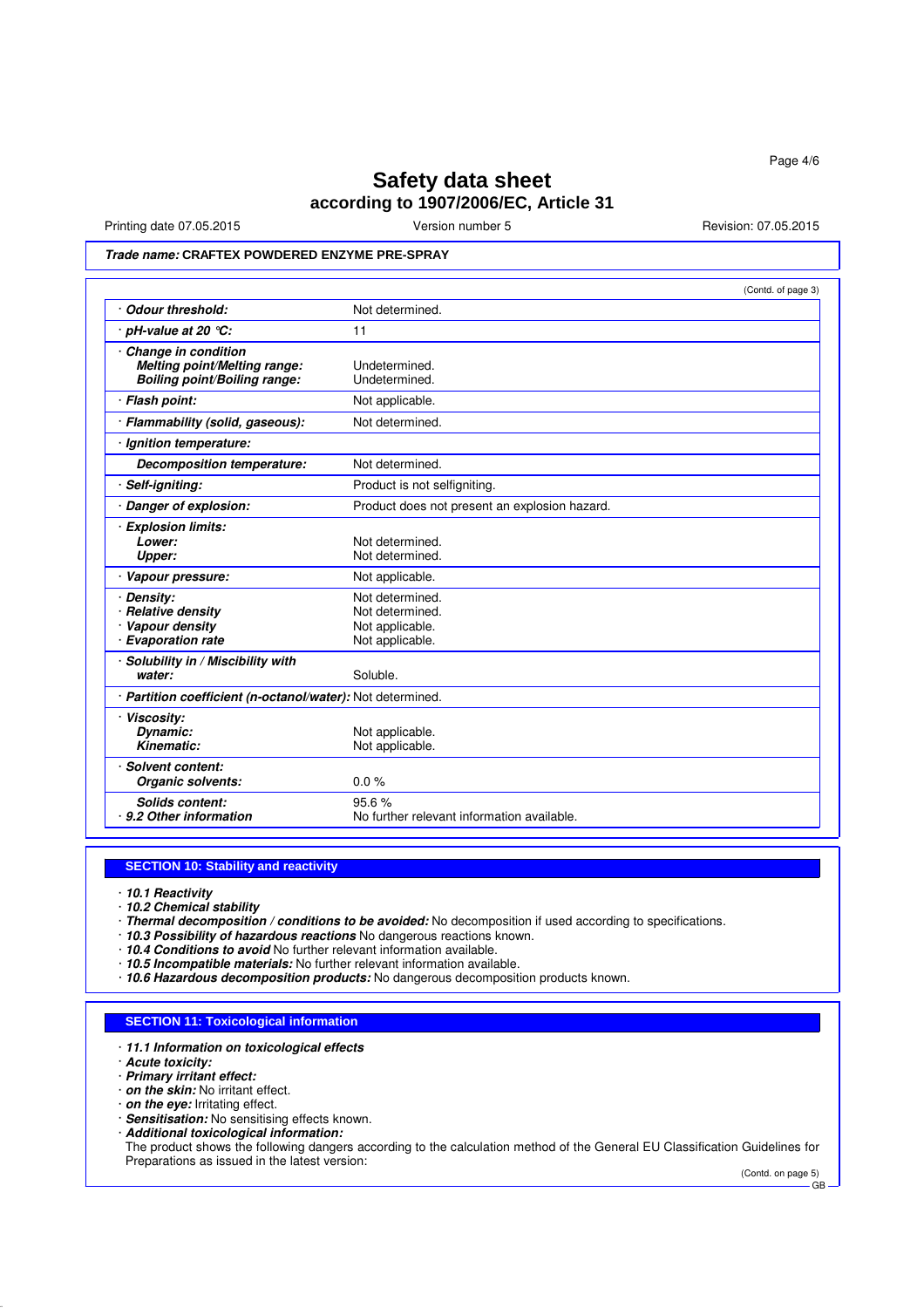# Safety data sheet

## according to 1907/2006/EC, Article 31

Printing date 07.05.2015 | Version number 5 | Revision: 07.05.2015

***Trade name:* CRAFTEX POWDERED ENZYME PRE-SPRAY**

(Contd. of page 3)

| | |
|---|---|
| · ***Odour threshold:*** | Not determined. |
| · ***pH-value at 20 °C:*** | 11 |
| · ***Change in condition*** | |
| ***Melting point/Melting range:*** | Undetermined. |
| ***Boiling point/Boiling range:*** | Undetermined. |
| · ***Flash point:*** | Not applicable. |
| · ***Flammability (solid, gaseous):*** | Not determined. |
| · ***Ignition temperature:*** | |
| ***Decomposition temperature:*** | Not determined. |
| · ***Self-igniting:*** | Product is not selfigniting. |
| · ***Danger of explosion:*** | Product does not present an explosion hazard. |
| · ***Explosion limits:*** | |
| ***Lower:*** | Not determined. |
| ***Upper:*** | Not determined. |
| · ***Vapour pressure:*** | Not applicable. |
| · ***Density:*** | Not determined. |
| · ***Relative density*** | Not determined. |
| · ***Vapour density*** | Not applicable. |
| · ***Evaporation rate*** | Not applicable. |
| · ***Solubility in / Miscibility with water:*** | Soluble. |
| · ***Partition coefficient (n-octanol/water):*** | Not determined. |
| · ***Viscosity:*** | |
| ***Dynamic:*** | Not applicable. |
| ***Kinematic:*** | Not applicable. |
| · ***Solvent content:*** | |
| ***Organic solvents:*** | 0.0 % |
| ***Solids content:*** | 95.6 % |
| · ***9.2 Other information*** | No further relevant information available. |

## SECTION 10: Stability and reactivity

· ***10.1 Reactivity***
· ***10.2 Chemical stability***
· ***Thermal decomposition / conditions to be avoided:*** No decomposition if used according to specifications.
· ***10.3 Possibility of hazardous reactions*** No dangerous reactions known.
· ***10.4 Conditions to avoid*** No further relevant information available.
· ***10.5 Incompatible materials:*** No further relevant information available.
· ***10.6 Hazardous decomposition products:*** No dangerous decomposition products known.

## SECTION 11: Toxicological information

· ***11.1 Information on toxicological effects***
· ***Acute toxicity:***
· ***Primary irritant effect:***
· ***on the skin:*** No irritant effect.
· ***on the eye:*** Irritating effect.
· ***Sensitisation:*** No sensitising effects known.
· ***Additional toxicological information:***
The product shows the following dangers according to the calculation method of the General EU Classification Guidelines for Preparations as issued in the latest version:

(Contd. on page 5)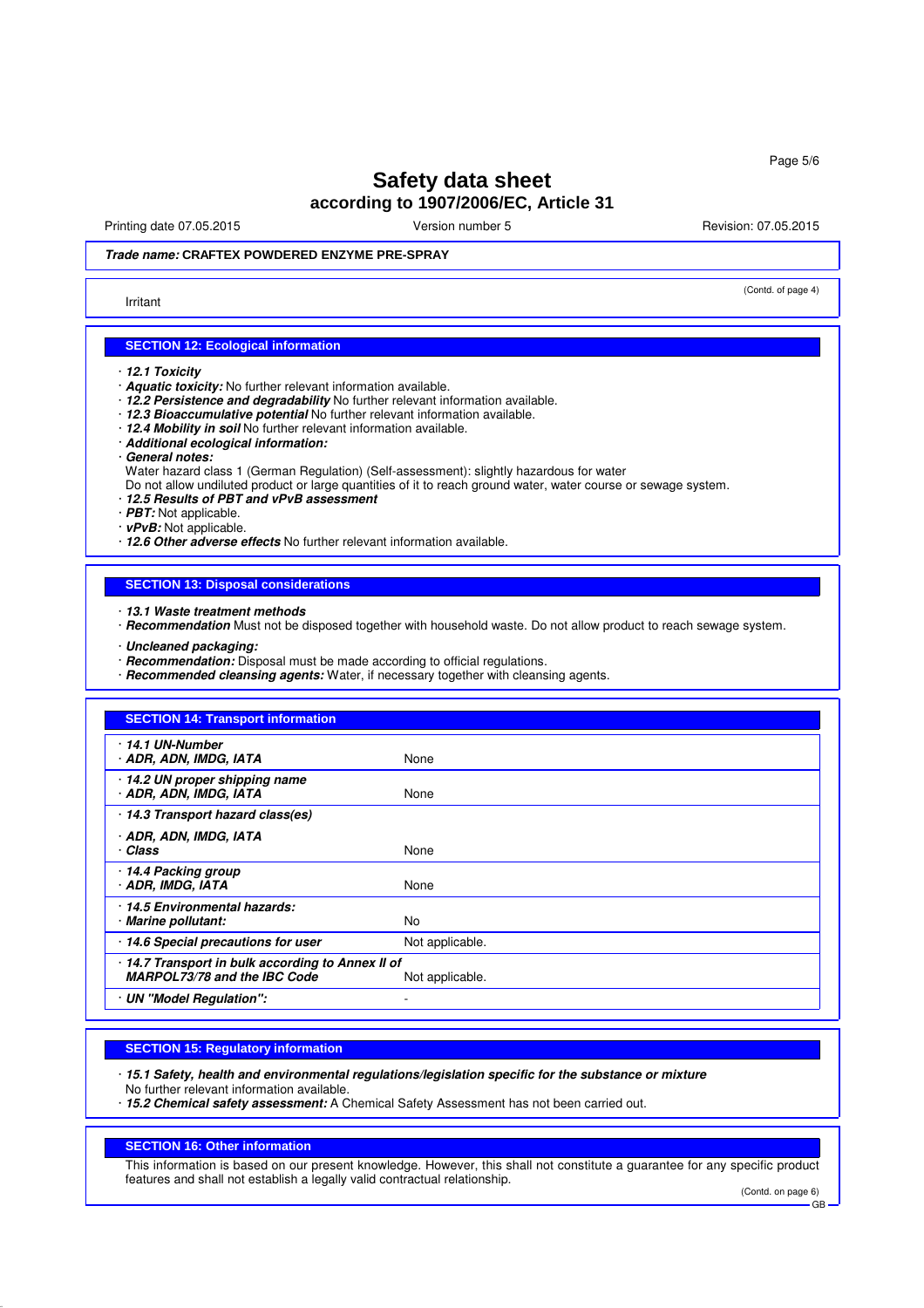**Trade name: CRAFTEX POWDERED ENZYME PRE-SPRAY**

(Contd. of page 4)

Irritant

## SECTION 12: Ecological information

· ***12.1 Toxicity***
· ***Aquatic toxicity:*** No further relevant information available.
· ***12.2 Persistence and degradability*** No further relevant information available.
· ***12.3 Bioaccumulative potential*** No further relevant information available.
· ***12.4 Mobility in soil*** No further relevant information available.
· ***Additional ecological information:***
· ***General notes:***
Water hazard class 1 (German Regulation) (Self-assessment): slightly hazardous for water
Do not allow undiluted product or large quantities of it to reach ground water, water course or sewage system.
· ***12.5 Results of PBT and vPvB assessment***
· ***PBT:*** Not applicable.
· ***vPvB:*** Not applicable.
· ***12.6 Other adverse effects*** No further relevant information available.

## SECTION 13: Disposal considerations

· ***13.1 Waste treatment methods***
· ***Recommendation*** Must not be disposed together with household waste. Do not allow product to reach sewage system.

· ***Uncleaned packaging:***
· ***Recommendation:*** Disposal must be made according to official regulations.
· ***Recommended cleansing agents:*** Water, if necessary together with cleansing agents.

## SECTION 14: Transport information

| | |
|---|---|
| · ***14.1 UN-Number***<br>· ***ADR, ADN, IMDG, IATA*** | None |
| · ***14.2 UN proper shipping name***<br>· ***ADR, ADN, IMDG, IATA*** | None |
| · ***14.3 Transport hazard class(es)***<br>· ***ADR, ADN, IMDG, IATA***<br>· ***Class*** | None |
| · ***14.4 Packing group***<br>· ***ADR, IMDG, IATA*** | None |
| · ***14.5 Environmental hazards:***<br>· ***Marine pollutant:*** | No |
| · ***14.6 Special precautions for user*** | Not applicable. |
| · ***14.7 Transport in bulk according to Annex II of MARPOL73/78 and the IBC Code*** | Not applicable. |
| · ***UN "Model Regulation":*** | - |

## SECTION 15: Regulatory information

· ***15.1 Safety, health and environmental regulations/legislation specific for the substance or mixture***
No further relevant information available.
· ***15.2 Chemical safety assessment:*** A Chemical Safety Assessment has not been carried out.

## SECTION 16: Other information

This information is based on our present knowledge. However, this shall not constitute a guarantee for any specific product features and shall not establish a legally valid contractual relationship.

(Contd. on page 6)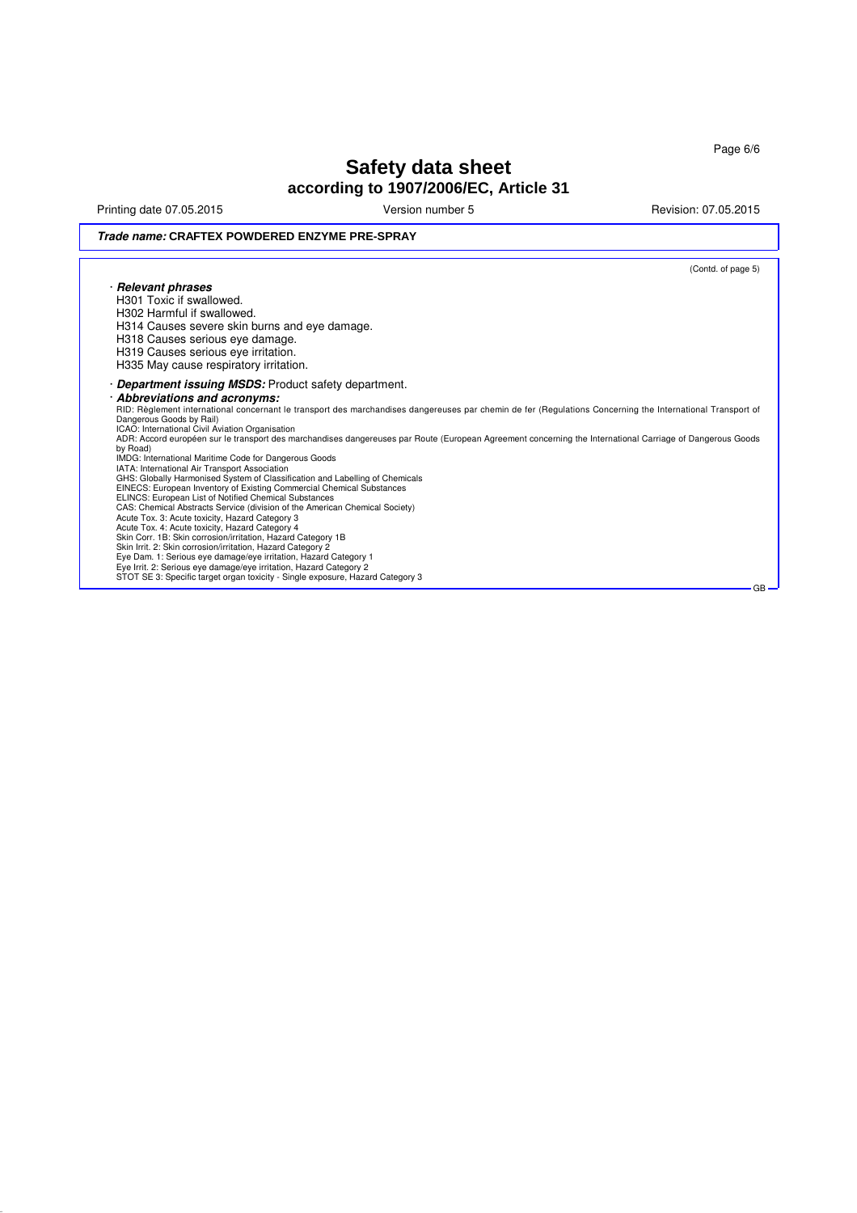(Contd. of page 5)

· ***Relevant phrases***

H301 Toxic if swallowed.
H302 Harmful if swallowed.
H314 Causes severe skin burns and eye damage.
H318 Causes serious eye damage.
H319 Causes serious eye irritation.
H335 May cause respiratory irritation.

· ***Department issuing MSDS:*** Product safety department.

· ***Abbreviations and acronyms:***

RID: Règlement international concernant le transport des marchandises dangereuses par chemin de fer (Regulations Concerning the International Transport of Dangerous Goods by Rail)
ICAO: International Civil Aviation Organisation
ADR: Accord européen sur le transport des marchandises dangereuses par Route (European Agreement concerning the International Carriage of Dangerous Goods by Road)
IMDG: International Maritime Code for Dangerous Goods
IATA: International Air Transport Association
GHS: Globally Harmonised System of Classification and Labelling of Chemicals
EINECS: European Inventory of Existing Commercial Chemical Substances
ELINCS: European List of Notified Chemical Substances
CAS: Chemical Abstracts Service (division of the American Chemical Society)
Acute Tox. 3: Acute toxicity, Hazard Category 3
Acute Tox. 4: Acute toxicity, Hazard Category 4
Skin Corr. 1B: Skin corrosion/irritation, Hazard Category 1B
Skin Irrit. 2: Skin corrosion/irritation, Hazard Category 2
Eye Dam. 1: Serious eye damage/eye irritation, Hazard Category 1
Eye Irrit. 2: Serious eye damage/eye irritation, Hazard Category 2
STOT SE 3: Specific target organ toxicity - Single exposure, Hazard Category 3

GB